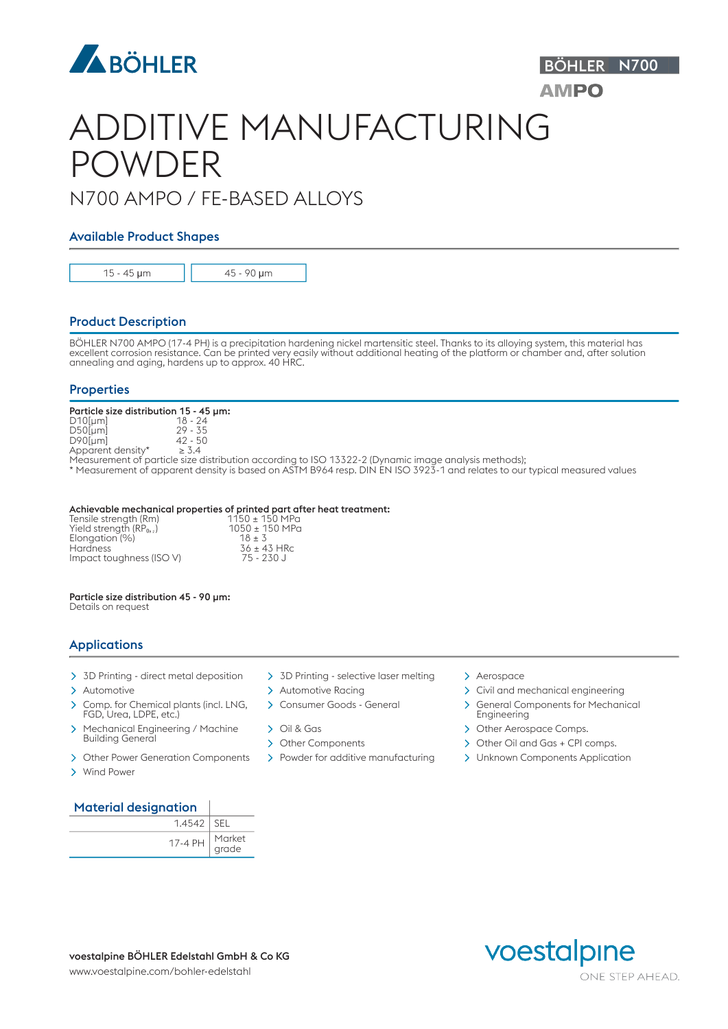BÖHLER N700

AMPO

# ADDITIVE MANUFACTURING POWDER

## N700 AMPO / FE-BASED ALLOYS

### Available Product Shapes

| 15 - 45 µm | 45 - 90 µm |
|---|---|

### Product Description

BÖHLER N700 AMPO (17-4 PH) is a precipitation hardening nickel martensitic steel. Thanks to its alloying system, this material has excellent corrosion resistance. Can be printed very easily without additional heating of the platform or chamber and, after solution annealing and aging, hardens up to approx. 40 HRC.

### Properties

**Particle size distribution 15 - 45 µm:**

| | |
|---|---|
| D10[µm] | 18 - 24 |
| D50[µm] | 29 - 35 |
| D90[µm] | 42 - 50 |
| Apparent density* | ≥ 3.4 |

Measurement of particle size distribution according to ISO 13322-2 (Dynamic image analysis methods);
* Measurement of apparent density is based on ASTM B964 resp. DIN EN ISO 3923-1 and relates to our typical measured values

**Achievable mechanical properties of printed part after heat treatment:**

| | |
|---|---|
| Tensile strength (Rm) | 1150 ± 150 MPa |
| Yield strength ($RP_{0,2}$) | 1050 ± 150 MPa |
| Elongation (%) | 18 ± 3 |
| Hardness | 36 ± 43 HRc |
| Impact toughness (ISO V) | 75 - 230 J |

**Particle size distribution 45 - 90 µm:**
Details on request

### Applications

- 3D Printing - direct metal deposition
- Automotive
- Comp. for Chemical plants (incl. LNG, FGD, Urea, LDPE, etc.)
- Mechanical Engineering / Machine Building General
- Other Power Generation Components
- Wind Power
- 3D Printing - selective laser melting
- Automotive Racing
- Consumer Goods - General
- Oil & Gas
- Other Components
- Powder for additive manufacturing
- Aerospace
- Civil and mechanical engineering
- General Components for Mechanical Engineering
- Other Aerospace Comps.
- Other Oil and Gas + CPI comps.
- Unknown Components Application

### Material designation

| | |
|---|---|
| 1.4542 | SEL |
| 17-4 PH | Market grade |

**voestalpine BÖHLER Edelstahl GmbH & Co KG**
www.voestalpine.com/bohler-edelstahl

voestalpine
ONE STEP AHEAD.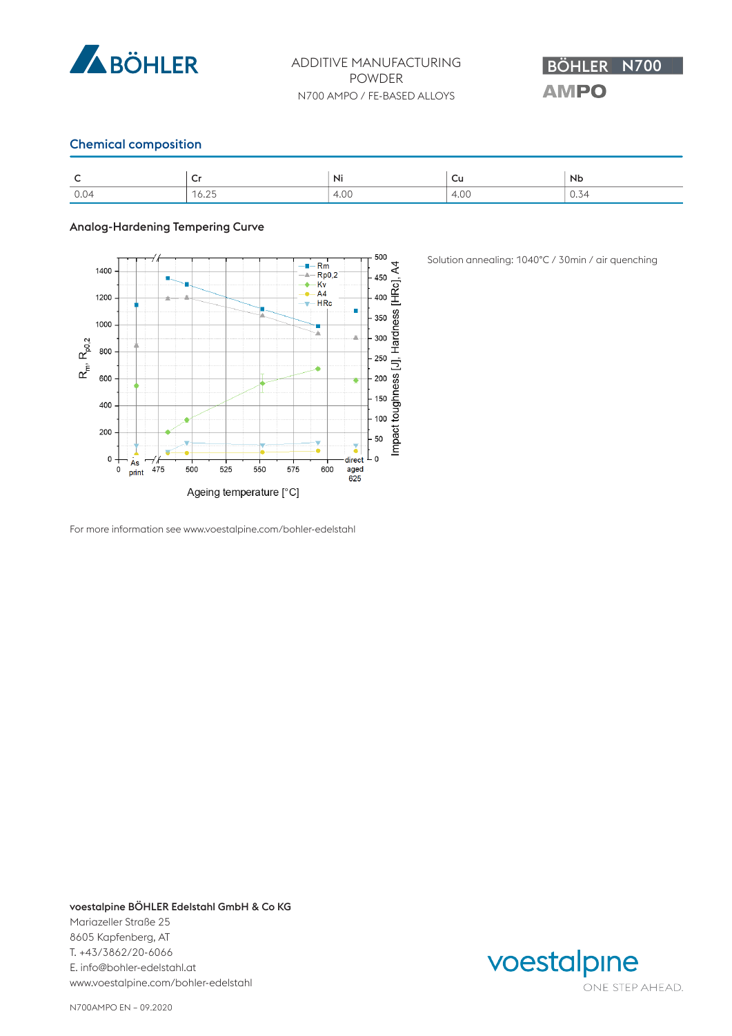ADDITIVE MANUFACTURING POWDER

N700 AMPO / FE-BASED ALLOYS

BÖHLER N700 AMPO

## Chemical composition

| C | Cr | Ni | Cu | Nb |
|---|---|---|---|---|
| 0.04 | 16.25 | 4.00 | 4.00 | 0.34 |

### Analog-Hardening Tempering Curve

Rm
Rp0,2
Kv
A4
HRc

$R_m$, $R_{p0.2}$

1400
1200
1000
800
600
400
200
0

Impact toughness [J], Hardness [HRc], A4

500
450
400
350
300
250
200
150
100
50
0

0
As print
475
500
525
550
575
600
direct aged 625

Ageing temperature [°C]

Solution annealing: 1040°C / 30min / air quenching

For more information see www.voestalpine.com/bohler-edelstahl

**voestalpine BÖHLER Edelstahl GmbH & Co KG**
Mariazeller Straße 25
8605 Kapfenberg, AT
T. +43/3862/20-6066
E. info@bohler-edelstahl.at
www.voestalpine.com/bohler-edelstahl

voestalpine ONE STEP AHEAD.

N700AMPO EN – 09.2020